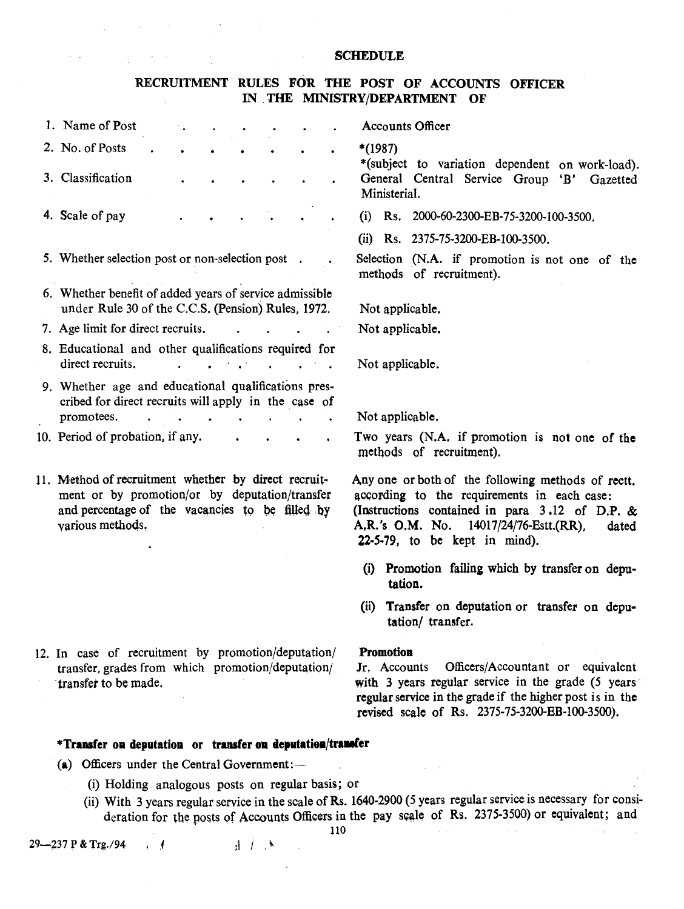## SCHEDULE

### RECRUITMENT RULES FOR THE POST OF ACCOUNTS OFFICER IN THE MINISTRY/DEPARTMENT OF

| | |
|---|---|
| 1. Name of Post | Accounts Officer |
| 2. No. of Posts | *(1987) *(subject to variation dependent on work-load). |
| 3. Classification | General Central Service Group 'B' Gazetted Ministerial. |
| 4. Scale of pay | (i) Rs. 2000-60-2300-EB-75-3200-100-3500. (ii) Rs. 2375-75-3200-EB-100-3500. |
| 5. Whether selection post or non-selection post | Selection (N.A. if promotion is not one of the methods of recruitment). |
| 6. Whether benefit of added years of service admissible under Rule 30 of the C.C.S. (Pension) Rules, 1972. | Not applicable. |
| 7. Age limit for direct recruits. | Not applicable. |
| 8. Educational and other qualifications required for direct recruits. | Not applicable. |
| 9. Whether age and educational qualifications prescribed for direct recruits will apply in the case of promotees. | Not applicable. |
| 10. Period of probation, if any. | Two years (N.A. if promotion is not one of the methods of recruitment). |
| 11. Method of recruitment whether by direct recruitment or by promotion/or by deputation/transfer and percentage of the vacancies to be filled by various methods. | Any one or both of the following methods of rectt. according to the requirements in each case: (Instructions contained in para 3.12 of D.P. & A.R.'s O.M. No. 14017/24/76-Estt.(RR), dated 22-5-79, to be kept in mind). (i) Promotion failing which by transfer on deputation. (ii) Transfer on deputation or transfer on deputation/ transfer. |
| 12. In case of recruitment by promotion/deputation/ transfer, grades from which promotion/deputation/ transfer to be made. | **Promotion** Jr. Accounts Officers/Accountant or equivalent with 3 years regular service in the grade (5 years regular service in the grade if the higher post is in the revised scale of Rs. 2375-75-3200-EB-100-3500). |

**\*Transfer on deputation or transfer on deputation/transfer**

(a) Officers under the Central Government:—

(i) Holding analogous posts on regular basis; or

(ii) With 3 years regular service in the scale of Rs. 1640-2900 (5 years regular service is necessary for consideration for the posts of Accounts Officers in the pay scale of Rs. 2375-3500) or equivalent; and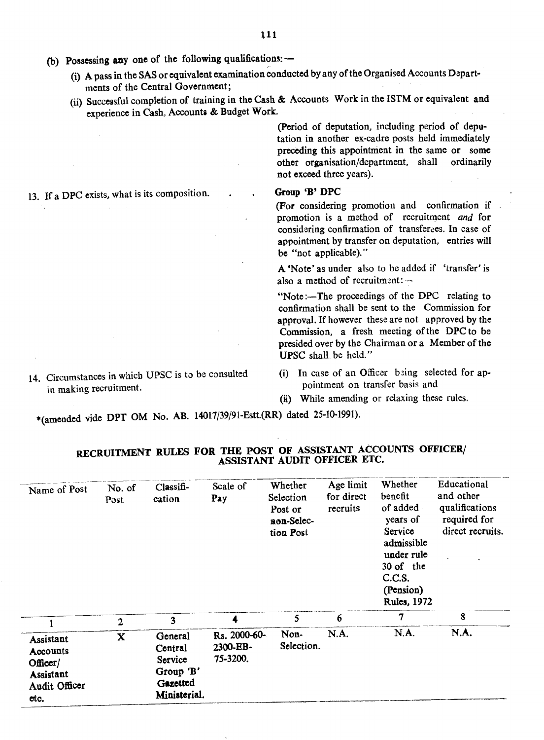(b) Possessing **any** one of the following qualifications:—

(i) A pass in the SAS or equivalent examination conducted by any of the Organised Accounts Departments of the Central Government;

(ii) Successful completion of training in the Cash & Accounts Work in the ISTM or equivalent **and** experience in Cash, Accounts & Budget Work.

(Period of deputation, including period of deputation in another ex-cadre posts held immediately preceding this appointment in the same or some other organisation/department, shall ordinarily not exceed three years).

13. If a DPC exists, what is its composition.

**Group 'B' DPC**

(For considering promotion and confirmation if promotion is a method of recruitment *and* for considering confirmation of transferees. In case of appointment by transfer on deputation, entries will be "not applicable)."

A 'Note' as under also to be added if 'transfer' is also a method of recruitment:—

"Note:—The proceedings of the DPC relating to confirmation shall be sent to the Commission for approval. If however these are not approved by the Commission, a fresh meeting of the DPC to be presided over by the Chairman or a Member of the UPSC shall be held."

14. Circumstances in which UPSC is to be consulted in making recruitment.

(i) In case of an Officer being selected for appointment on transfer basis and

(ii) While amending or relaxing these rules.

*(amended vide DPT OM No. AB. 14017/39/91-Estt.(RR) dated 25-10-1991).

## RECRUITMENT RULES FOR THE POST OF ASSISTANT ACCOUNTS OFFICER/ ASSISTANT AUDIT OFFICER ETC.

| Name of Post | No. of Post | Classification | Scale of Pay | Whether Selection Post or non-Selection Post | Age limit for direct recruits | Whether benefit of added years of Service admissible under rule 30 of the C.C.S. (Pension) Rules, 1972 | Educational and other qualifications required for direct recruits. |
|---|---|---|---|---|---|---|---|
| 1 | 2 | 3 | 4 | 5 | 6 | 7 | 8 |
| Assistant Accounts Officer/ Assistant Audit Officer etc. | X | General Central Service Group 'B' Gazetted Ministerial. | Rs. 2000-60-2300-EB-75-3200. | Non-Selection. | N.A. | N.A. | N.A. |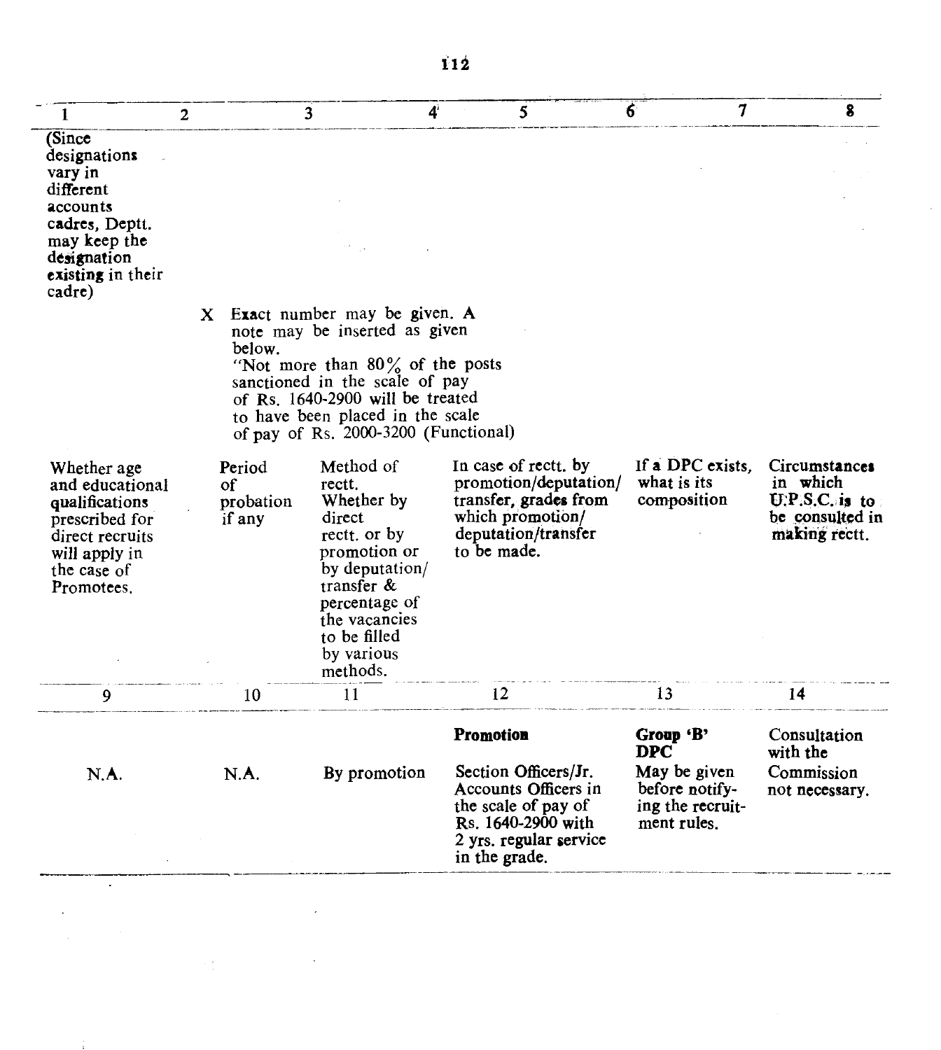| 1 | 2 | 3 | 4 | 5 | 6 | 7 | 8 |
|---|---|---|---|---|---|---|---|
| (Since designations vary in different accounts cadres, Deptt. may keep the designation existing in their cadre) | | | | | | | |
| | X Exact number may be given. A note may be inserted as given below. "Not more than 80% of the posts sanctioned in the scale of pay of Rs. 1640-2900 will be treated to have been placed in the scale of pay of Rs. 2000-3200 (Functional) | | | | | | |

| Whether age and educational qualifications prescribed for direct recruits will apply in the case of Promotees. | Period of probation if any | Method of rectt. Whether by direct rectt. or by promotion or by deputation/ transfer & percentage of the vacancies to be filled by various methods. | In case of rectt. by promotion/deputation/ transfer, grades from which promotion/ deputation/transfer to be made. | If a DPC exists, what is its composition | Circumstances in which U.P.S.C. is to be consulted in making rectt. |
|---|---|---|---|---|---|
| 9 | 10 | 11 | 12 | 13 | 14 |
| | | | **Promotion** | **Group 'B' DPC** | Consultation with the |
| N.A. | N.A. | By promotion | Section Officers/Jr. Accounts Officers in the scale of pay of Rs. 1640-2900 with 2 yrs. regular service in the grade. | May be given before notifying the recruitment rules. | Commission not necessary. |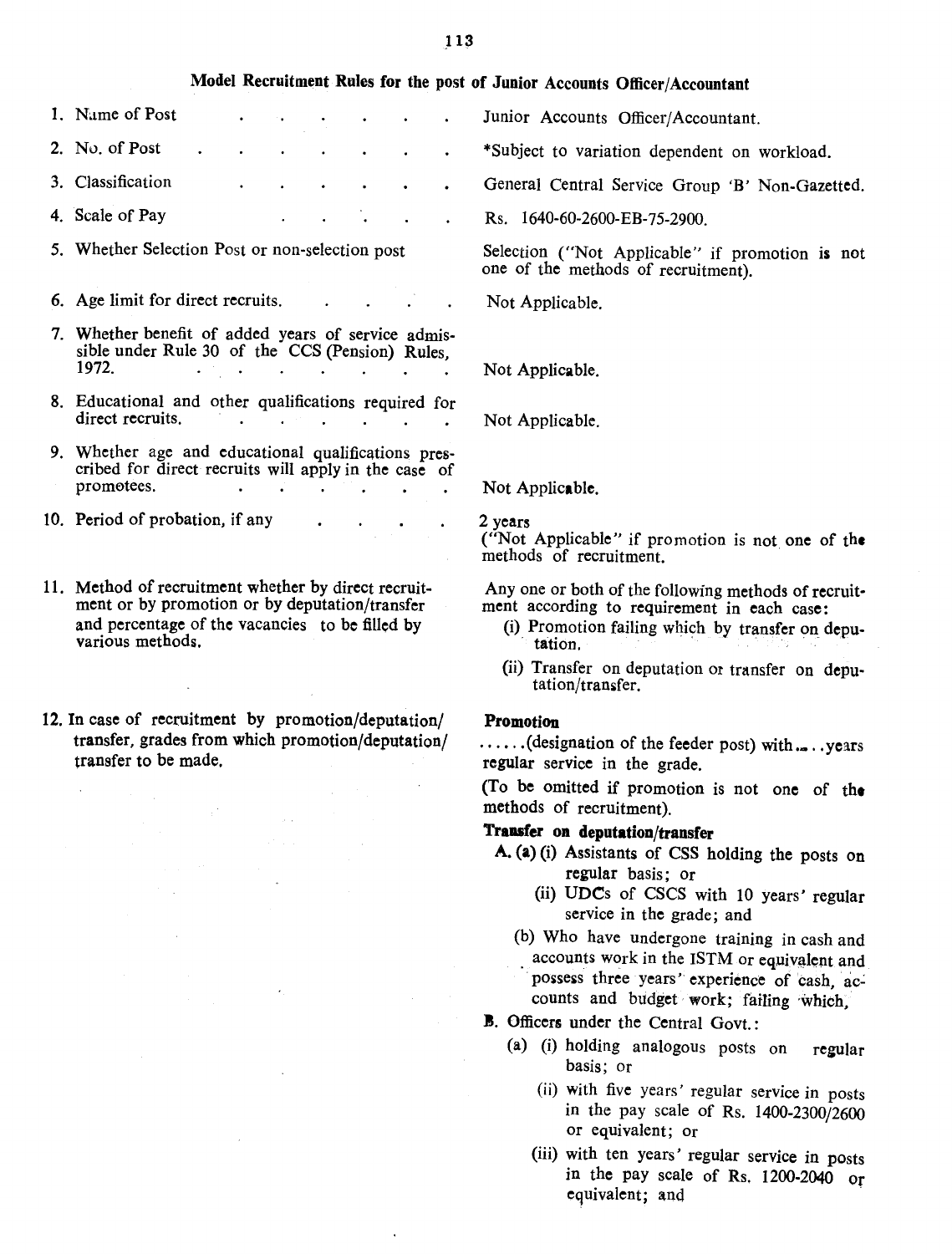## Model Recruitment Rules for the post of Junior Accounts Officer/Accountant

| | |
|---|---|
| 1. Name of Post | Junior Accounts Officer/Accountant. |
| 2. No. of Post | *Subject to variation dependent on workload. |
| 3. Classification | General Central Service Group 'B' Non-Gazetted. |
| 4. Scale of Pay | Rs. 1640-60-2600-EB-75-2900. |
| 5. Whether Selection Post or non-selection post | Selection ("Not Applicable" if promotion is not one of the methods of recruitment). |
| 6. Age limit for direct recruits. | Not Applicable. |
| 7. Whether benefit of added years of service admissible under Rule 30 of the CCS (Pension) Rules, 1972. | Not Applicable. |
| 8. Educational and other qualifications required for direct recruits. | Not Applicable. |
| 9. Whether age and educational qualifications prescribed for direct recruits will apply in the case of promotees. | Not Applicable. |
| 10. Period of probation, if any | 2 years ("Not Applicable" if promotion is not one of the methods of recruitment. |
| 11. Method of recruitment whether by direct recruitment or by promotion or by deputation/transfer and percentage of the vacancies to be filled by various methods. | Any one or both of the following methods of recruitment according to requirement in each case: (i) Promotion failing which by transfer on deputation. (ii) Transfer on deputation or transfer on deputation/transfer. |
| 12. In case of recruitment by promotion/deputation/transfer, grades from which promotion/deputation/transfer to be made. | See below |

**Promotion**

......(designation of the feeder post) with.....years regular service in the grade.

(To be omitted if promotion is not one of the methods of recruitment).

**Transfer on deputation/transfer**

A. (a) (i) Assistants of CSS holding the posts on regular basis; or
   (ii) UDCs of CSCS with 10 years' regular service in the grade; and
  (b) Who have undergone training in cash and accounts work in the ISTM or equivalent and possess three years' experience of cash, accounts and budget work; failing which,

B. Officers under the Central Govt.:
  (a) (i) holding analogous posts on regular basis; or
   (ii) with five years' regular service in posts in the pay scale of Rs. 1400-2300/2600 or equivalent; or
   (iii) with ten years' regular service in posts in the pay scale of Rs. 1200-2040 or equivalent; and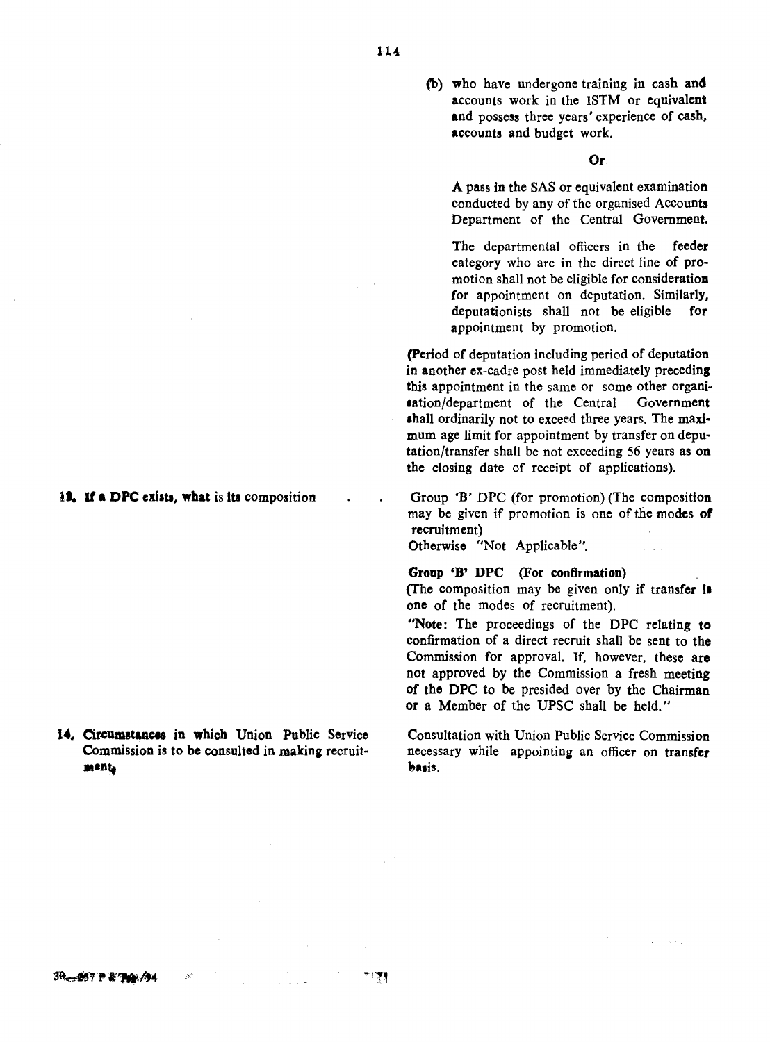(b) who have undergone training in cash and accounts work in the ISTM or equivalent and possess three years' experience of cash, accounts and budget work.

Or

A pass in the SAS or equivalent examination conducted by any of the organised Accounts Department of the Central Government.

The departmental officers in the feeder category who are in the direct line of promotion shall not be eligible for consideration for appointment on deputation. Similarly, deputationists shall not be eligible for appointment by promotion.

(Period of deputation including period of deputation in another ex-cadre post held immediately preceding this appointment in the same or some other organisation/department of the Central Government shall ordinarily not to exceed three years. The maximum age limit for appointment by transfer on deputation/transfer shall be not exceeding 56 years as on the closing date of receipt of applications).

| | |
|---|---|
| **13. If a DPC exists, what is its composition** | Group 'B' DPC (for promotion) (The composition may be given if promotion is one of the modes of recruitment)<br>Otherwise "Not Applicable".<br><br>**Group 'B' DPC (For confirmation)**<br>(The composition may be given only if transfer is one of the modes of recruitment).<br>"Note: The proceedings of the DPC relating to confirmation of a direct recruit shall be sent to the Commission for approval. If, however, these are not approved by the Commission a fresh meeting of the DPC to be presided over by the Chairman or a Member of the UPSC shall be held." |
| **14. Circumstances in which Union Public Service Commission is to be consulted in making recruitment** | Consultation with Union Public Service Commission necessary while appointing an officer on transfer basis. |